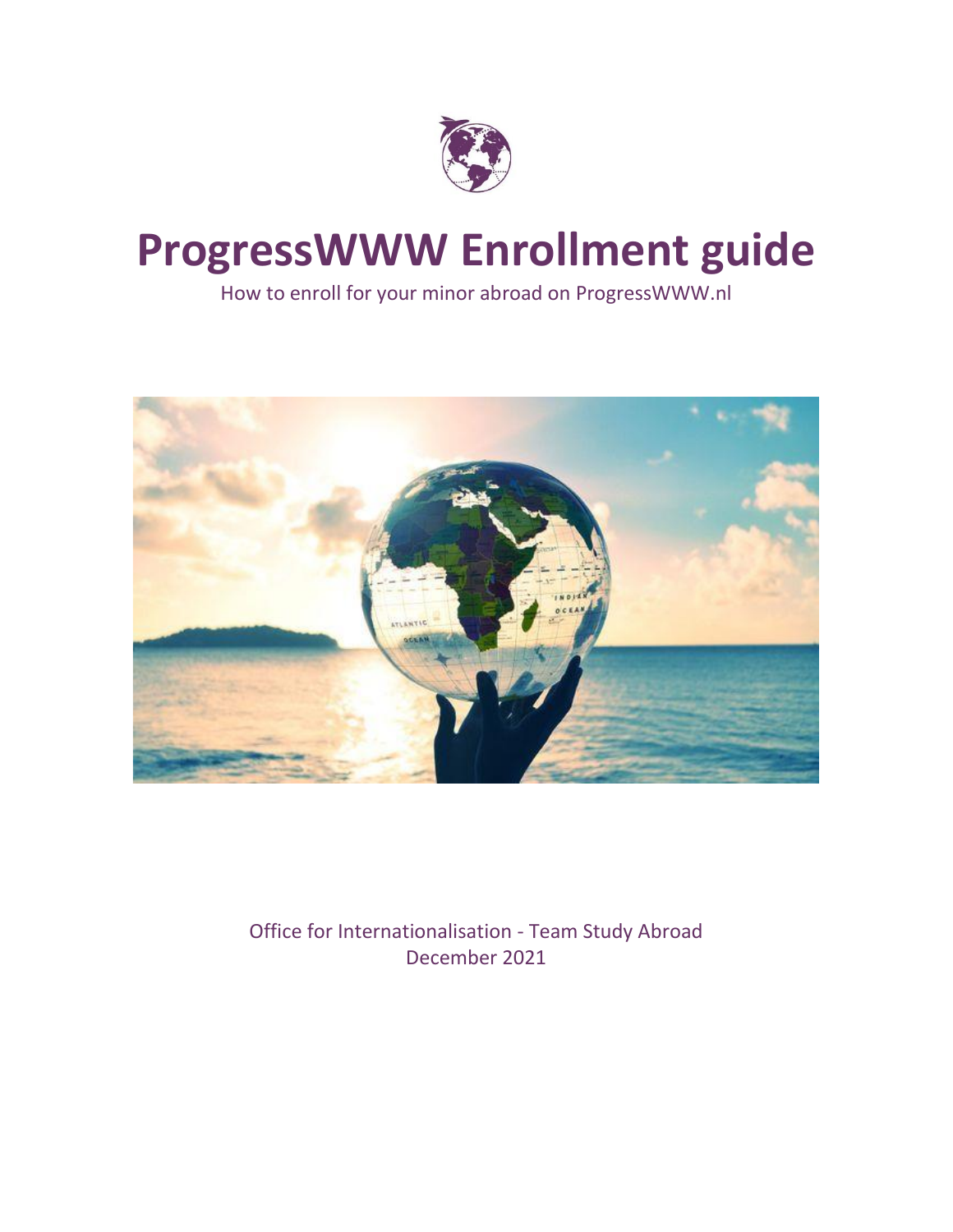# ProgressWWW Enrollment guide

How to enroll for your minor abroad on ProgressWWW.nl

Office for Internationalisation - Team Study Abroad
December 2021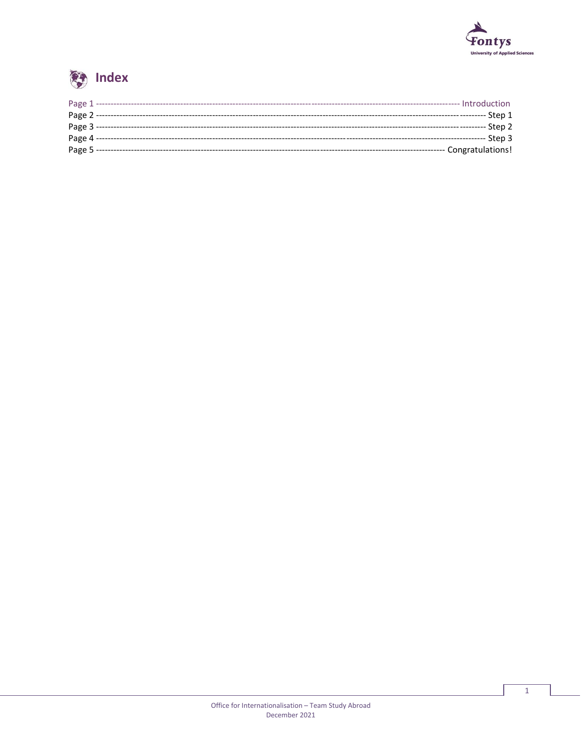# Index

Page 1 ------------------------------------------------------------------------------------------------------------------------------ Introduction
Page 2 ----------------------------------------------------------------------------------------------------------------------------------------- Step 1
Page 3 ----------------------------------------------------------------------------------------------------------------------------------------- Step 2
Page 4 ----------------------------------------------------------------------------------------------------------------------------------------- Step 3
Page 5 ------------------------------------------------------------------------------------------------------------------------ Congratulations!

Office for Internationalisation – Team Study Abroad
December 2021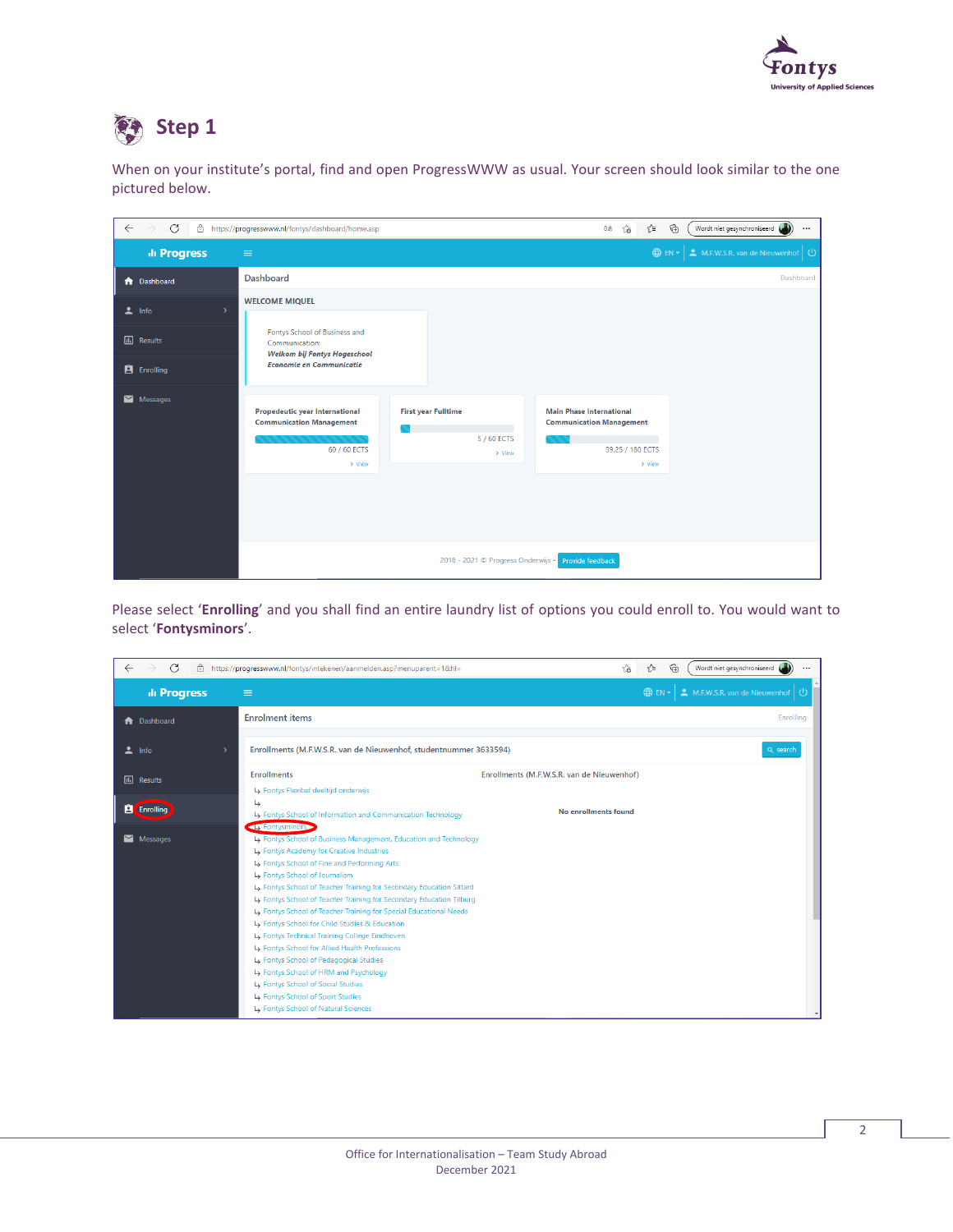# Step 1

When on your institute's portal, find and open ProgressWWW as usual. Your screen should look similar to the one pictured below.

Please select '**Enrolling**' and you shall find an entire laundry list of options you could enroll to. You would want to select '**Fontysminors**'.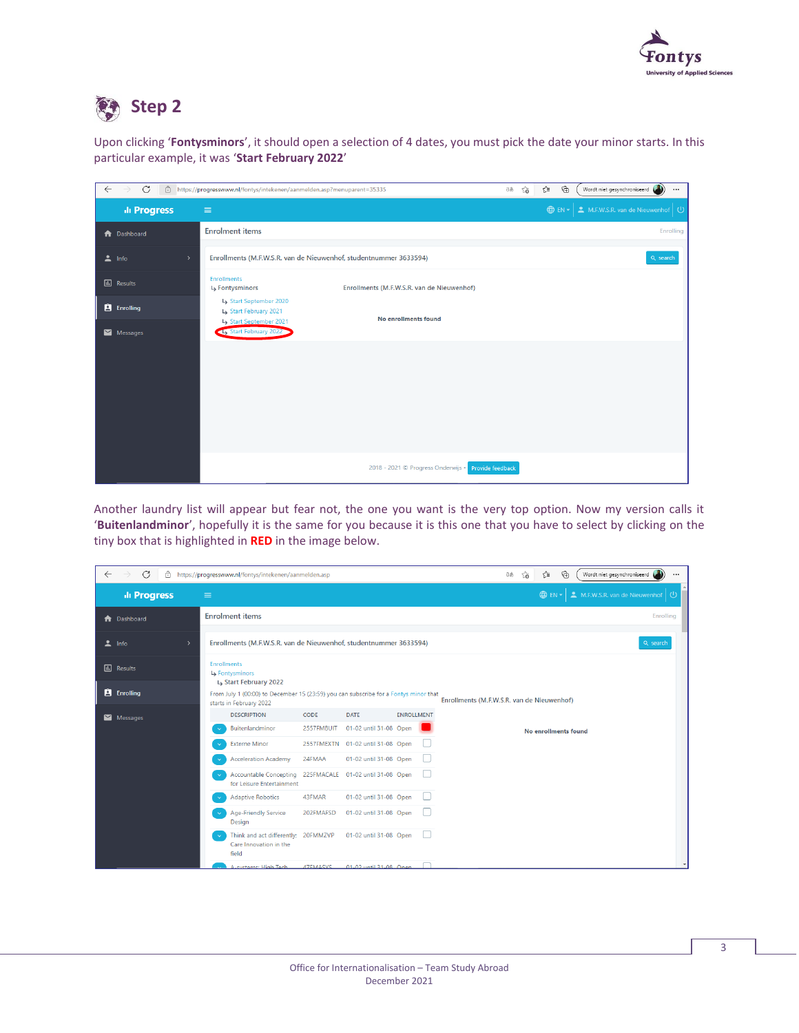## Step 2

Upon clicking '**Fontysminors**', it should open a selection of 4 dates, you must pick the date your minor starts. In this particular example, it was '**Start February 2022**'

Another laundry list will appear but fear not, the one you want is the very top option. Now my version calls it '**Buitenlandminor**', hopefully it is the same for you because it is this one that you have to select by clicking on the tiny box that is highlighted in **RED** in the image below.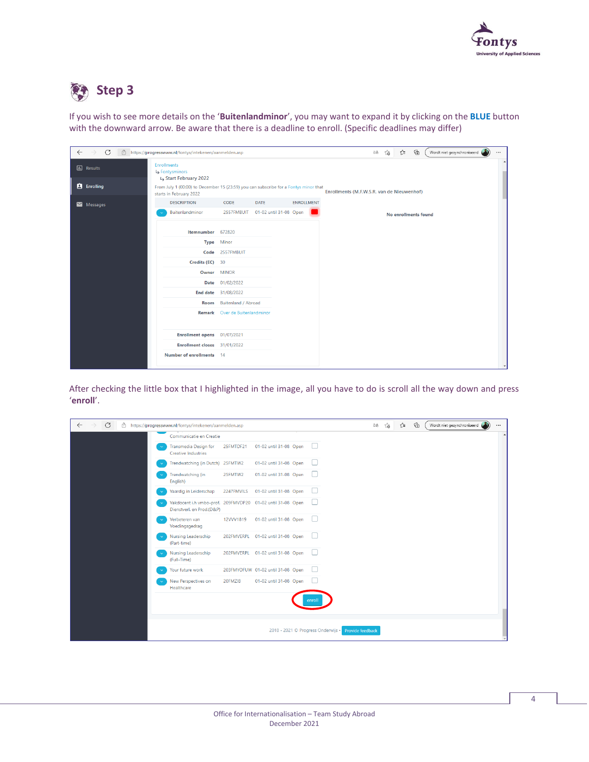## Step 3

If you wish to see more details on the '**Buitenlandminor**', you may want to expand it by clicking on the **BLUE** button with the downward arrow. Be aware that there is a deadline to enroll. (Specific deadlines may differ)

After checking the little box that I highlighted in the image, all you have to do is scroll all the way down and press '**enroll**'.

Office for Internationalisation – Team Study Abroad
December 2021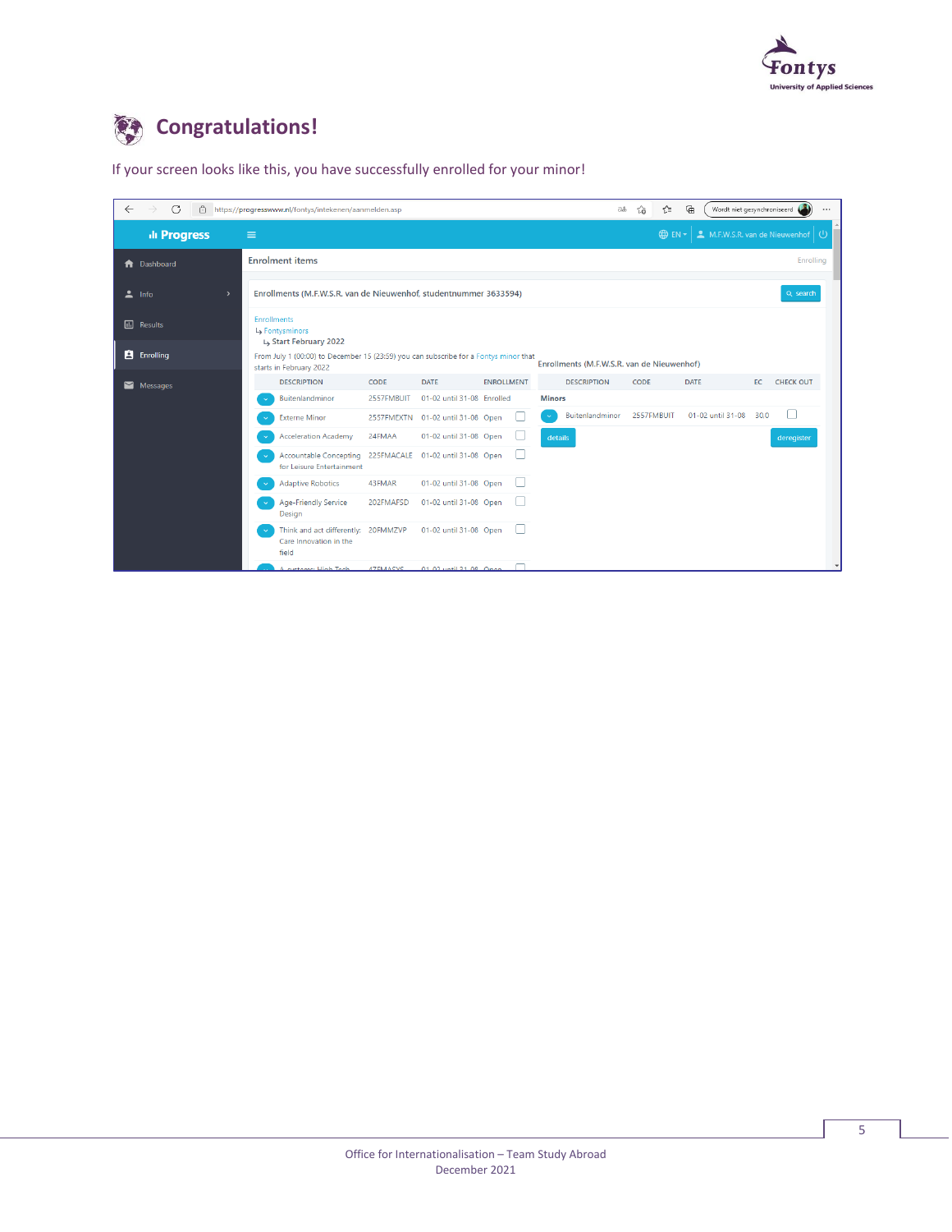# Congratulations!

If your screen looks like this, you have successfully enrolled for your minor!

Office for Internationalisation – Team Study Abroad
December 2021